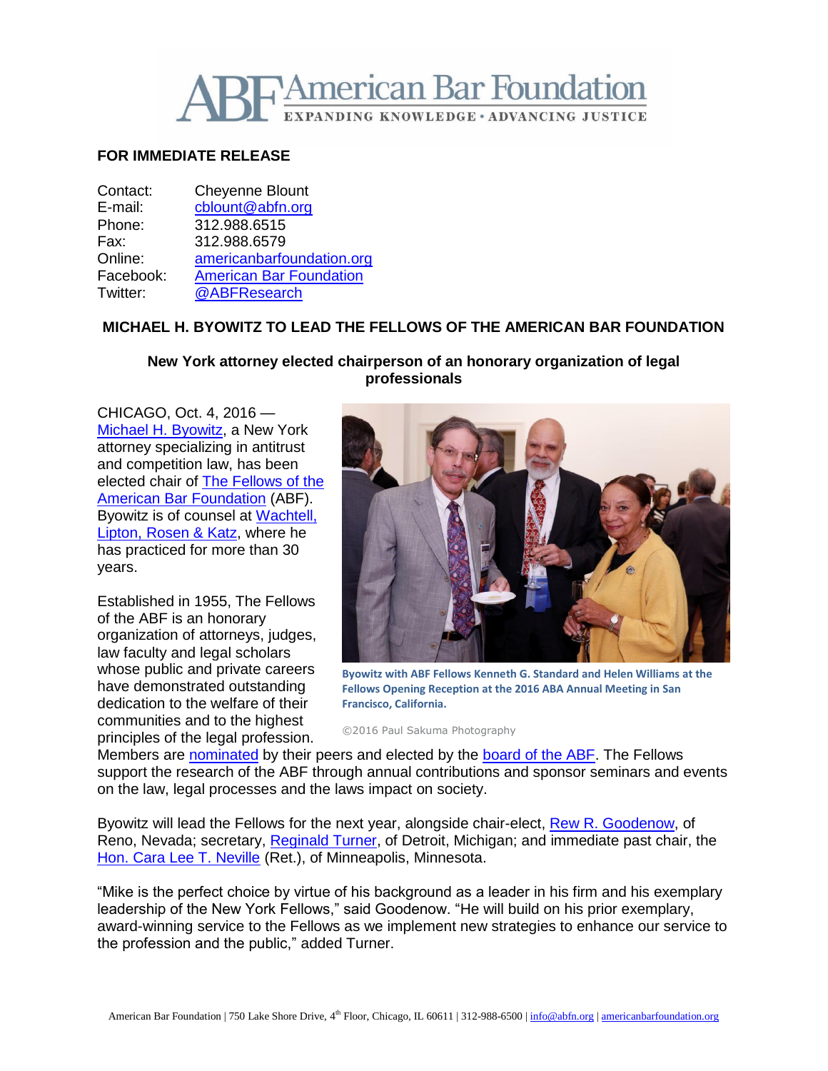ABF American Bar Foundation
EXPANDING KNOWLEDGE • ADVANCING JUSTICE

**FOR IMMEDIATE RELEASE**

| | |
|---|---|
| Contact: | Cheyenne Blount |
| E-mail: | cblount@abfn.org |
| Phone: | 312.988.6515 |
| Fax: | 312.988.6579 |
| Online: | americanbarfoundation.org |
| Facebook: | American Bar Foundation |
| Twitter: | @ABFResearch |

## MICHAEL H. BYOWITZ TO LEAD THE FELLOWS OF THE AMERICAN BAR FOUNDATION

### New York attorney elected chairperson of an honorary organization of legal professionals

CHICAGO, Oct. 4, 2016 — Michael H. Byowitz, a New York attorney specializing in antitrust and competition law, has been elected chair of The Fellows of the American Bar Foundation (ABF). Byowitz is of counsel at Wachtell, Lipton, Rosen & Katz, where he has practiced for more than 30 years.

Byowitz with ABF Fellows Kenneth G. Standard and Helen Williams at the Fellows Opening Reception at the 2016 ABA Annual Meeting in San Francisco, California.

©2016 Paul Sakuma Photography

Established in 1955, The Fellows of the ABF is an honorary organization of attorneys, judges, law faculty and legal scholars whose public and private careers have demonstrated outstanding dedication to the welfare of their communities and to the highest principles of the legal profession. Members are nominated by their peers and elected by the board of the ABF. The Fellows support the research of the ABF through annual contributions and sponsor seminars and events on the law, legal processes and the laws impact on society.

Byowitz will lead the Fellows for the next year, alongside chair-elect, Rew R. Goodenow, of Reno, Nevada; secretary, Reginald Turner, of Detroit, Michigan; and immediate past chair, the Hon. Cara Lee T. Neville (Ret.), of Minneapolis, Minnesota.

"Mike is the perfect choice by virtue of his background as a leader in his firm and his exemplary leadership of the New York Fellows," said Goodenow. "He will build on his prior exemplary, award-winning service to the Fellows as we implement new strategies to enhance our service to the profession and the public," added Turner.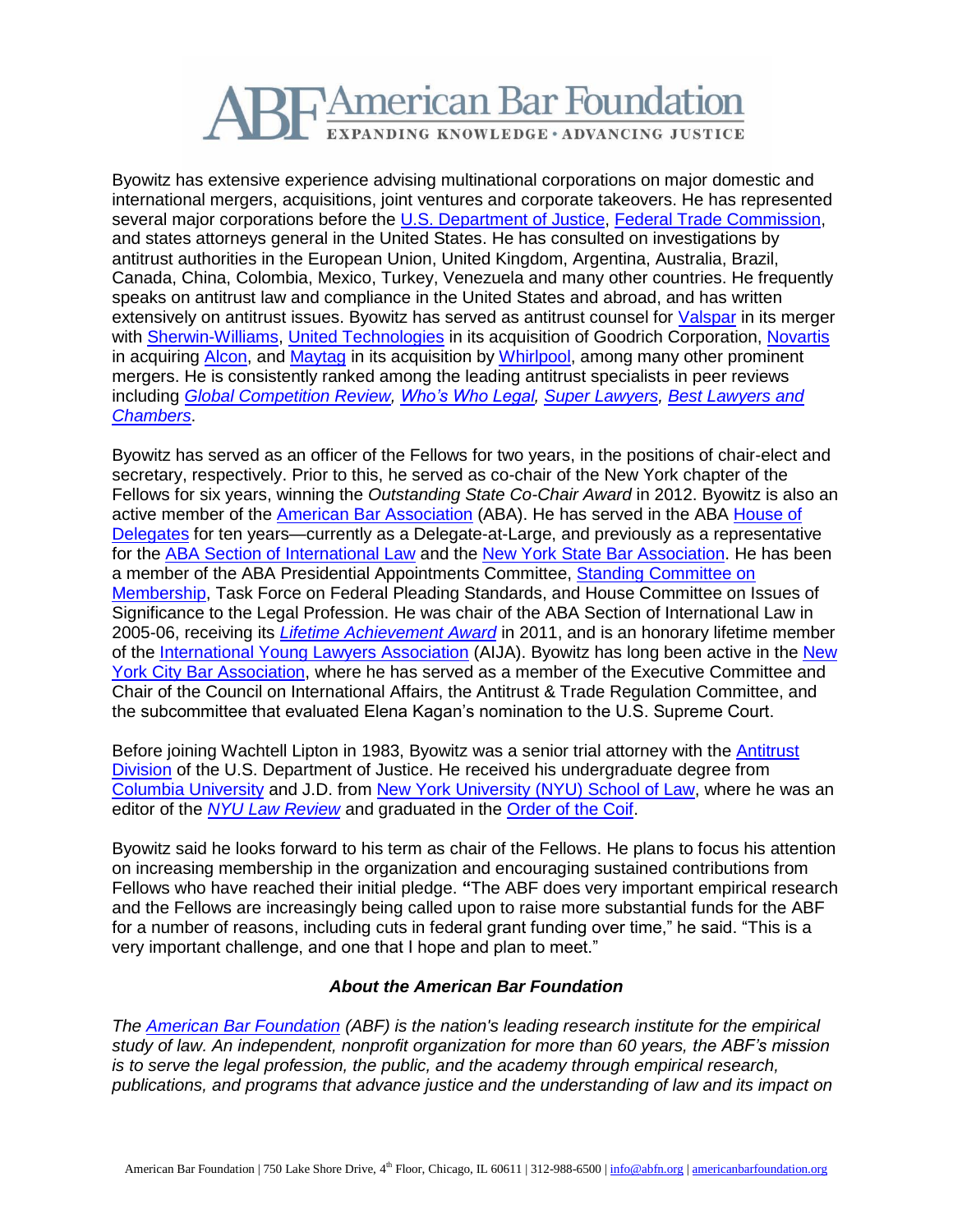Byowitz has extensive experience advising multinational corporations on major domestic and international mergers, acquisitions, joint ventures and corporate takeovers. He has represented several major corporations before the U.S. Department of Justice, Federal Trade Commission, and states attorneys general in the United States. He has consulted on investigations by antitrust authorities in the European Union, United Kingdom, Argentina, Australia, Brazil, Canada, China, Colombia, Mexico, Turkey, Venezuela and many other countries. He frequently speaks on antitrust law and compliance in the United States and abroad, and has written extensively on antitrust issues. Byowitz has served as antitrust counsel for Valspar in its merger with Sherwin-Williams, United Technologies in its acquisition of Goodrich Corporation, Novartis in acquiring Alcon, and Maytag in its acquisition by Whirlpool, among many other prominent mergers. He is consistently ranked among the leading antitrust specialists in peer reviews including *Global Competition Review, Who's Who Legal, Super Lawyers, Best Lawyers and Chambers*.

Byowitz has served as an officer of the Fellows for two years, in the positions of chair-elect and secretary, respectively. Prior to this, he served as co-chair of the New York chapter of the Fellows for six years, winning the *Outstanding State Co-Chair Award* in 2012. Byowitz is also an active member of the American Bar Association (ABA). He has served in the ABA House of Delegates for ten years—currently as a Delegate-at-Large, and previously as a representative for the ABA Section of International Law and the New York State Bar Association. He has been a member of the ABA Presidential Appointments Committee, Standing Committee on Membership, Task Force on Federal Pleading Standards, and House Committee on Issues of Significance to the Legal Profession. He was chair of the ABA Section of International Law in 2005-06, receiving its *Lifetime Achievement Award* in 2011, and is an honorary lifetime member of the International Young Lawyers Association (AIJA). Byowitz has long been active in the New York City Bar Association, where he has served as a member of the Executive Committee and Chair of the Council on International Affairs, the Antitrust & Trade Regulation Committee, and the subcommittee that evaluated Elena Kagan's nomination to the U.S. Supreme Court.

Before joining Wachtell Lipton in 1983, Byowitz was a senior trial attorney with the Antitrust Division of the U.S. Department of Justice. He received his undergraduate degree from Columbia University and J.D. from New York University (NYU) School of Law, where he was an editor of the *NYU Law Review* and graduated in the Order of the Coif.

Byowitz said he looks forward to his term as chair of the Fellows. He plans to focus his attention on increasing membership in the organization and encouraging sustained contributions from Fellows who have reached their initial pledge. **"**The ABF does very important empirical research and the Fellows are increasingly being called upon to raise more substantial funds for the ABF for a number of reasons, including cuts in federal grant funding over time," he said. "This is a very important challenge, and one that I hope and plan to meet."

### *About the American Bar Foundation*

*The American Bar Foundation (ABF) is the nation's leading research institute for the empirical study of law. An independent, nonprofit organization for more than 60 years, the ABF's mission is to serve the legal profession, the public, and the academy through empirical research, publications, and programs that advance justice and the understanding of law and its impact on*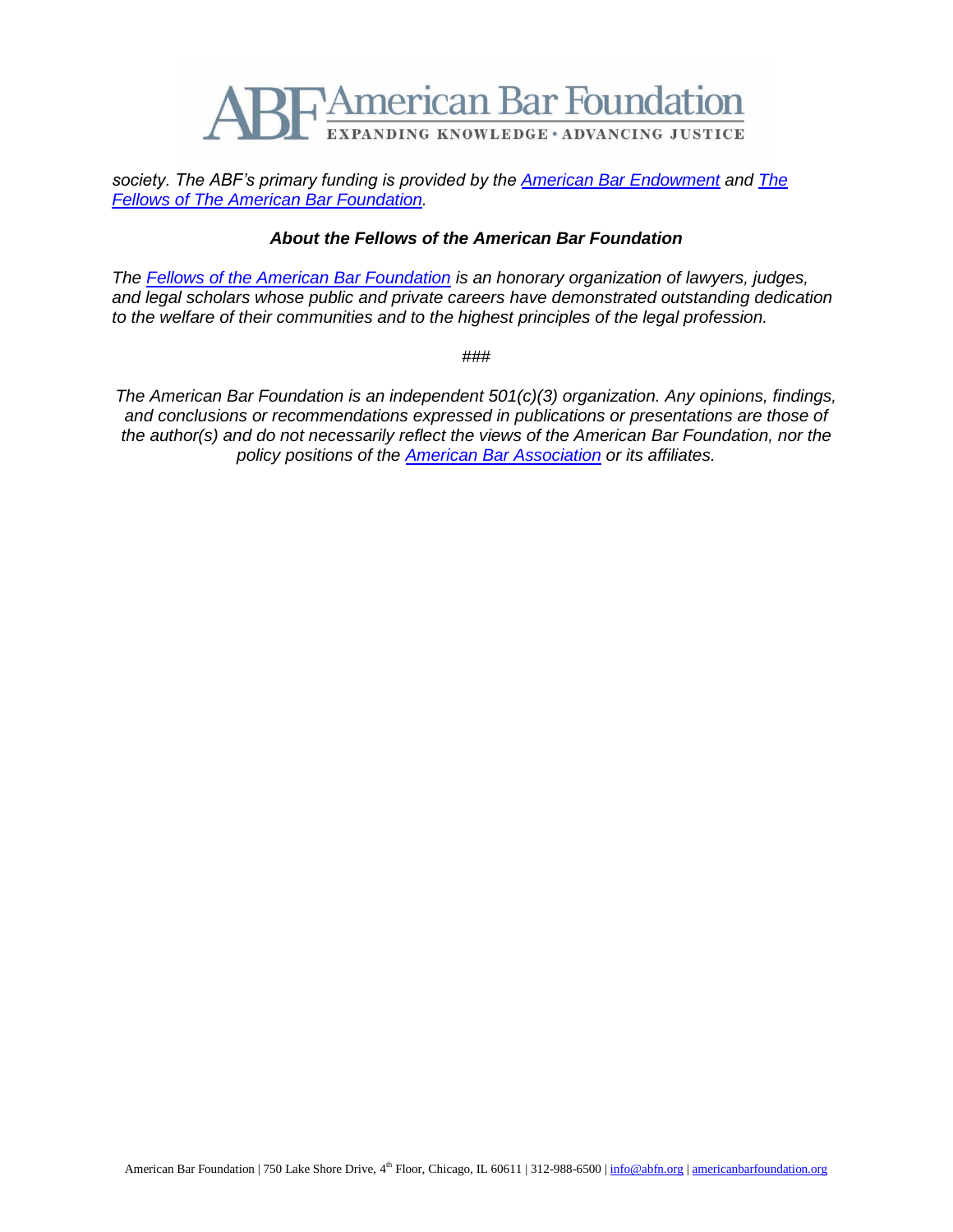*society. The ABF's primary funding is provided by the American Bar Endowment and The Fellows of The American Bar Foundation.*

### *About the Fellows of the American Bar Foundation*

*The Fellows of the American Bar Foundation is an honorary organization of lawyers, judges, and legal scholars whose public and private careers have demonstrated outstanding dedication to the welfare of their communities and to the highest principles of the legal profession.*

###

*The American Bar Foundation is an independent 501(c)(3) organization. Any opinions, findings, and conclusions or recommendations expressed in publications or presentations are those of the author(s) and do not necessarily reflect the views of the American Bar Foundation, nor the policy positions of the American Bar Association or its affiliates.*